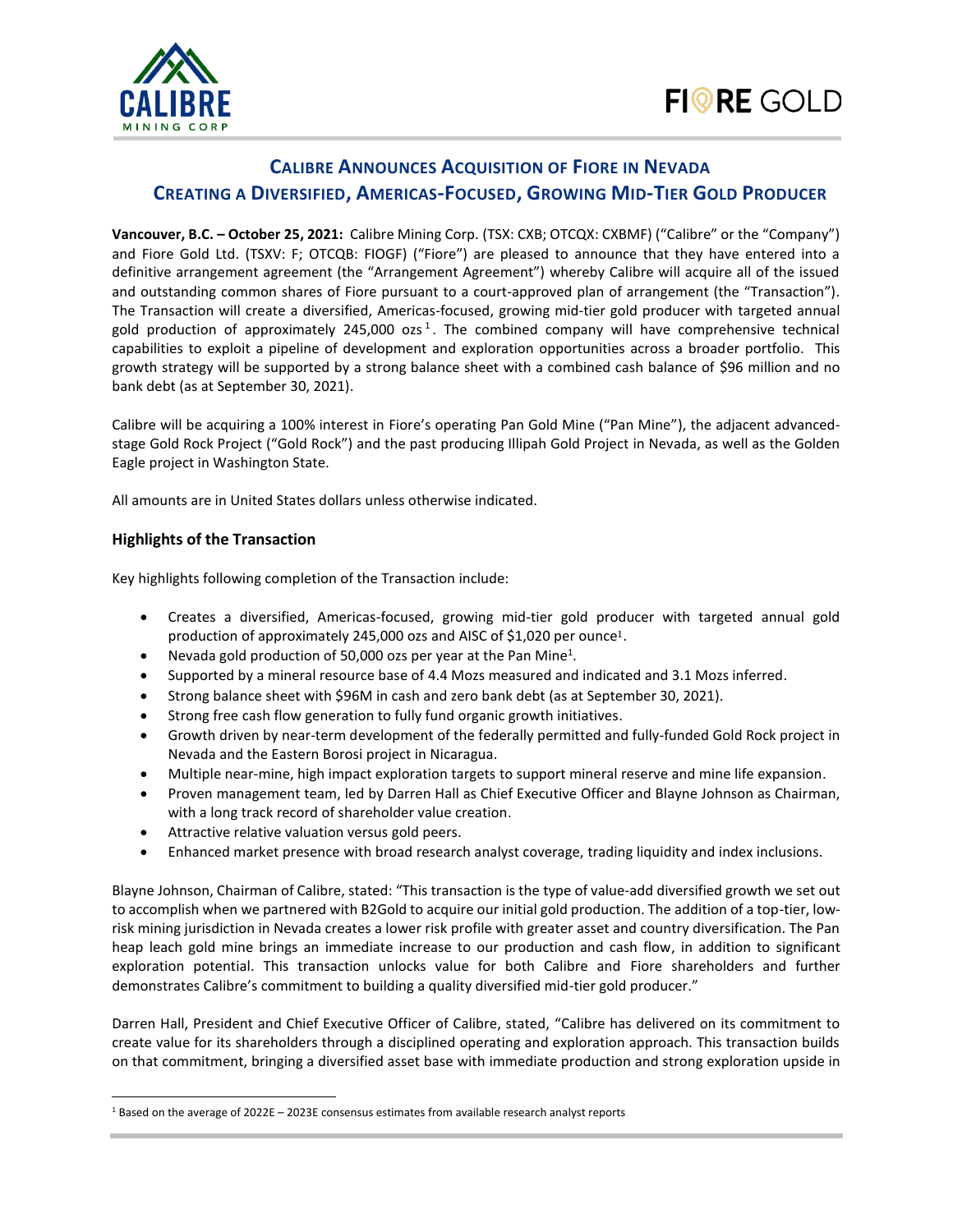# CALIBRE ANNOUNCES ACQUISITION OF FIORE IN NEVADA CREATING A DIVERSIFIED, AMERICAS-FOCUSED, GROWING MID-TIER GOLD PRODUCER

**Vancouver, B.C. – October 25, 2021:** Calibre Mining Corp. (TSX: CXB; OTCQX: CXBMF) ("Calibre" or the "Company") and Fiore Gold Ltd. (TSXV: F; OTCQB: FIOGF) ("Fiore") are pleased to announce that they have entered into a definitive arrangement agreement (the "Arrangement Agreement") whereby Calibre will acquire all of the issued and outstanding common shares of Fiore pursuant to a court-approved plan of arrangement (the "Transaction"). The Transaction will create a diversified, Americas-focused, growing mid-tier gold producer with targeted annual gold production of approximately 245,000 ozs[1]. The combined company will have comprehensive capabilities to exploit a pipeline of development and exploration opportunities across a broader portfolio. This growth strategy will be supported by a strong balance sheet with a combined cash balance of $96 million and no bank debt (as at September 30, 2021).

Calibre will be acquiring a 100% interest in Fiore's operating Pan Gold Mine ("Pan Mine"), the adjacent advanced-stage Gold Rock Project ("Gold Rock") and the past producing Illipah Gold Project in Nevada, as well as the Golden Eagle project in Washington State.

All amounts are in United States dollars unless otherwise indicated.

## Highlights of the Transaction

Key highlights following completion of the Transaction include:

- Creates a diversified, Americas-focused, growing mid-tier gold producer with targeted annual gold production of approximately 245,000 ozs and AISC of $1,020 per ounce[1].
- Nevada gold production of 50,000 ozs per year at the Pan Mine[1].
- Supported by a mineral resource base of 4.4 Mozs measured and indicated and 3.1 Mozs inferred.
- Strong balance sheet with $96M in cash and zero bank debt (as at September 30, 2021).
- Strong free cash flow generation to fully fund organic growth initiatives.
- Growth driven by near-term development of the federally permitted and fully-funded Gold Rock project in Nevada and the Eastern Borosi project in Nicaragua.
- Multiple near-mine, high impact exploration targets to support mineral reserve and mine life expansion.
- Proven management team, led by Darren Hall as Chief Executive Officer and Blayne Johnson as Chairman, with a long track record of shareholder value creation.
- Attractive relative valuation versus gold peers.
- Enhanced market presence with broad research analyst coverage, trading liquidity and index inclusions.

Blayne Johnson, Chairman of Calibre, stated: "This transaction is the type of value-add diversified growth we set out to accomplish when we partnered with B2Gold to acquire our initial gold production. The addition of a top-tier, low-risk mining jurisdiction in Nevada creates a lower risk profile with greater asset and country diversification. The Pan heap leach gold mine brings an immediate increase to our production and cash flow, in addition to significant exploration potential. This transaction unlocks value for both Calibre and Fiore shareholders and further demonstrates Calibre's commitment to building a quality diversified mid-tier gold producer."

Darren Hall, President and Chief Executive Officer of Calibre, stated, "Calibre has delivered on its commitment to create value for its shareholders through a disciplined operating and exploration approach. This transaction builds on that commitment, bringing a diversified asset base with immediate production and strong exploration upside in

[1] Based on the average of 2022E – 2023E consensus estimates from available research analyst reports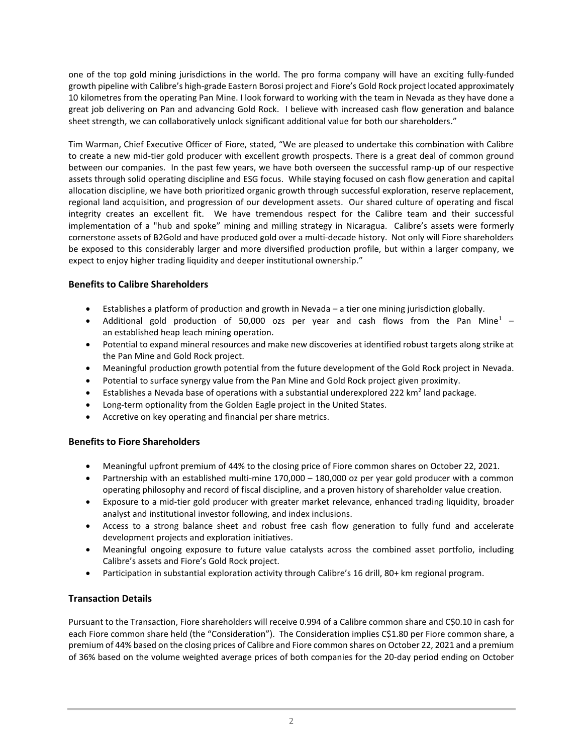one of the top gold mining jurisdictions in the world. The pro forma company will have an exciting fully-funded growth pipeline with Calibre's high-grade Eastern Borosi project and Fiore's Gold Rock project located approximately 10 kilometres from the operating Pan Mine. I look forward to working with the team in Nevada as they have done a great job delivering on Pan and advancing Gold Rock. I believe with increased cash flow generation and balance sheet strength, we can collaboratively unlock significant additional value for both our shareholders."

Tim Warman, Chief Executive Officer of Fiore, stated, "We are pleased to undertake this combination with Calibre to create a new mid-tier gold producer with excellent growth prospects. There is a great deal of common ground between our companies. In the past few years, we have both overseen the successful ramp-up of our respective assets through solid operating discipline and ESG focus. While staying focused on cash flow generation and capital allocation discipline, we have both prioritized organic growth through successful exploration, reserve replacement, regional land acquisition, and progression of our development assets. Our shared culture of operating and fiscal integrity creates an excellent fit. We have tremendous respect for the Calibre team and their successful implementation of a "hub and spoke" mining and milling strategy in Nicaragua. Calibre's assets were formerly cornerstone assets of B2Gold and have produced gold over a multi-decade history. Not only will Fiore shareholders be exposed to this considerably larger and more diversified production profile, but within a larger company, we expect to enjoy higher trading liquidity and deeper institutional ownership."

### Benefits to Calibre Shareholders

- Establishes a platform of production and growth in Nevada – a tier one mining jurisdiction globally.
- Additional gold production of 50,000 ozs per year and cash flows from the Pan Mine[1] – an established heap leach mining operation.
- Potential to expand mineral resources and make new discoveries at identified robust targets along strike at the Pan Mine and Gold Rock project.
- Meaningful production growth potential from the future development of the Gold Rock project in Nevada.
- Potential to surface synergy value from the Pan Mine and Gold Rock project given proximity.
- Establishes a Nevada base of operations with a substantial underexplored 222 km² land package.
- Long-term optionality from the Golden Eagle project in the United States.
- Accretive on key operating and financial per share metrics.

### Benefits to Fiore Shareholders

- Meaningful upfront premium of 44% to the closing price of Fiore common shares on October 22, 2021.
- Partnership with an established multi-mine 170,000 – 180,000 oz per year gold producer with a common operating philosophy and record of fiscal discipline, and a proven history of shareholder value creation.
- Exposure to a mid-tier gold producer with greater market relevance, enhanced trading liquidity, broader analyst and institutional investor following, and index inclusions.
- Access to a strong balance sheet and robust free cash flow generation to fully fund and accelerate development projects and exploration initiatives.
- Meaningful ongoing exposure to future value catalysts across the combined asset portfolio, including Calibre's assets and Fiore's Gold Rock project.
- Participation in substantial exploration activity through Calibre's 16 drill, 80+ km regional program.

### Transaction Details

Pursuant to the Transaction, Fiore shareholders will receive 0.994 of a Calibre common share and C$0.10 in cash for each Fiore common share held (the "Consideration"). The Consideration implies C$1.80 per Fiore common share, a premium of 44% based on the closing prices of Calibre and Fiore common shares on October 22, 2021 and a premium of 36% based on the volume weighted average prices of both companies for the 20-day period ending on October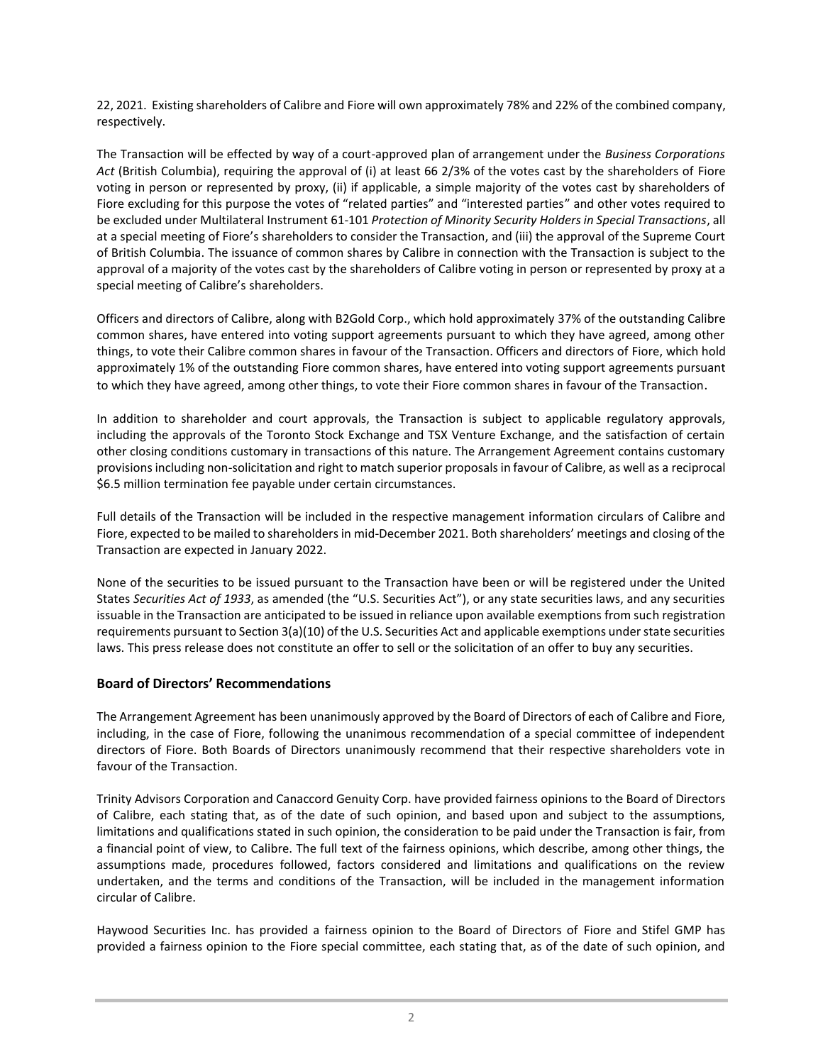22, 2021. Existing shareholders of Calibre and Fiore will own approximately 78% and 22% of the combined company, respectively.

The Transaction will be effected by way of a court-approved plan of arrangement under the *Business Corporations Act* (British Columbia), requiring the approval of (i) at least 66 2/3% of the votes cast by the shareholders of Fiore voting in person or represented by proxy, (ii) if applicable, a simple majority of the votes cast by shareholders of Fiore excluding for this purpose the votes of "related parties" and "interested parties" and other votes required to be excluded under Multilateral Instrument 61-101 *Protection of Minority Security Holders in Special Transactions*, all at a special meeting of Fiore's shareholders to consider the Transaction, and (iii) the approval of the Supreme Court of British Columbia. The issuance of common shares by Calibre in connection with the Transaction is subject to the approval of a majority of the votes cast by the shareholders of Calibre voting in person or represented by proxy at a special meeting of Calibre's shareholders.

Officers and directors of Calibre, along with B2Gold Corp., which hold approximately 37% of the outstanding Calibre common shares, have entered into voting support agreements pursuant to which they have agreed, among other things, to vote their Calibre common shares in favour of the Transaction. Officers and directors of Fiore, which hold approximately 1% of the outstanding Fiore common shares, have entered into voting support agreements pursuant to which they have agreed, among other things, to vote their Fiore common shares in favour of the Transaction.

In addition to shareholder and court approvals, the Transaction is subject to applicable regulatory approvals, including the approvals of the Toronto Stock Exchange and TSX Venture Exchange, and the satisfaction of certain other closing conditions customary in transactions of this nature. The Arrangement Agreement contains customary provisions including non-solicitation and right to match superior proposals in favour of Calibre, as well as a reciprocal $6.5 million termination fee payable under certain circumstances.

Full details of the Transaction will be included in the respective management information circulars of Calibre and Fiore, expected to be mailed to shareholders in mid-December 2021. Both shareholders' meetings and closing of the Transaction are expected in January 2022.

None of the securities to be issued pursuant to the Transaction have been or will be registered under the United States *Securities Act of 1933*, as amended (the "U.S. Securities Act"), or any state securities laws, and any securities issuable in the Transaction are anticipated to be issued in reliance upon available exemptions from such registration requirements pursuant to Section 3(a)(10) of the U.S. Securities Act and applicable exemptions under state securities laws. This press release does not constitute an offer to sell or the solicitation of an offer to buy any securities.

## Board of Directors' Recommendations

The Arrangement Agreement has been unanimously approved by the Board of Directors of each of Calibre and Fiore, including, in the case of Fiore, following the unanimous recommendation of a special committee of independent directors of Fiore. Both Boards of Directors unanimously recommend that their respective shareholders vote in favour of the Transaction.

Trinity Advisors Corporation and Canaccord Genuity Corp. have provided fairness opinions to the Board of Directors of Calibre, each stating that, as of the date of such opinion, and based upon and subject to the assumptions, limitations and qualifications stated in such opinion, the consideration to be paid under the Transaction is fair, from a financial point of view, to Calibre. The full text of the fairness opinions, which describe, among other things, the assumptions made, procedures followed, factors considered and limitations and qualifications on the review undertaken, and the terms and conditions of the Transaction, will be included in the management information circular of Calibre.

Haywood Securities Inc. has provided a fairness opinion to the Board of Directors of Fiore and Stifel GMP has provided a fairness opinion to the Fiore special committee, each stating that, as of the date of such opinion, and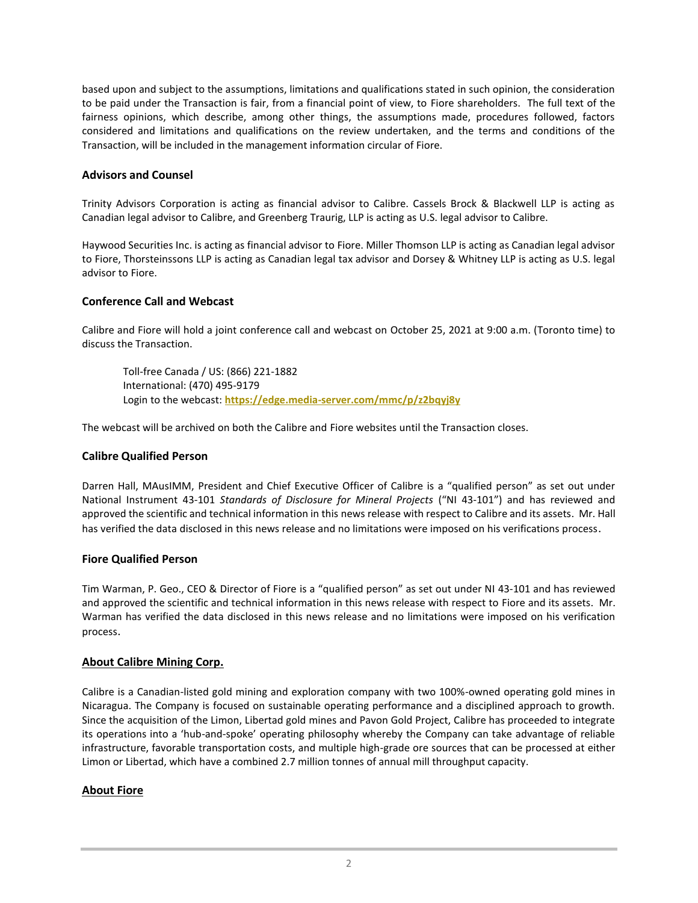based upon and subject to the assumptions, limitations and qualifications stated in such opinion, the consideration to be paid under the Transaction is fair, from a financial point of view, to Fiore shareholders. The full text of the fairness opinions, which describe, among other things, the assumptions made, procedures followed, factors considered and limitations and qualifications on the review undertaken, and the terms and conditions of the Transaction, will be included in the management information circular of Fiore.

### Advisors and Counsel

Trinity Advisors Corporation is acting as financial advisor to Calibre. Cassels Brock & Blackwell LLP is acting as Canadian legal advisor to Calibre, and Greenberg Traurig, LLP is acting as U.S. legal advisor to Calibre.

Haywood Securities Inc. is acting as financial advisor to Fiore. Miller Thomson LLP is acting as Canadian legal advisor to Fiore, Thorsteinssons LLP is acting as Canadian legal tax advisor and Dorsey & Whitney LLP is acting as U.S. legal advisor to Fiore.

### Conference Call and Webcast

Calibre and Fiore will hold a joint conference call and webcast on October 25, 2021 at 9:00 a.m. (Toronto time) to discuss the Transaction.

Toll-free Canada / US: (866) 221-1882
International: (470) 495-9179
Login to the webcast: **https://edge.media-server.com/mmc/p/z2bqyj8y**

The webcast will be archived on both the Calibre and Fiore websites until the Transaction closes.

### Calibre Qualified Person

Darren Hall, MAusIMM, President and Chief Executive Officer of Calibre is a "qualified person" as set out under National Instrument 43-101 *Standards of Disclosure for Mineral Projects* ("NI 43-101") and has reviewed and approved the scientific and technical information in this news release with respect to Calibre and its assets. Mr. Hall has verified the data disclosed in this news release and no limitations were imposed on his verifications process.

### Fiore Qualified Person

Tim Warman, P. Geo., CEO & Director of Fiore is a "qualified person" as set out under NI 43-101 and has reviewed and approved the scientific and technical information in this news release with respect to Fiore and its assets. Mr. Warman has verified the data disclosed in this news release and no limitations were imposed on his verification process.

### About Calibre Mining Corp.

Calibre is a Canadian-listed gold mining and exploration company with two 100%-owned operating gold mines in Nicaragua. The Company is focused on sustainable operating performance and a disciplined approach to growth. Since the acquisition of the Limon, Libertad gold mines and Pavon Gold Project, Calibre has proceeded to integrate its operations into a 'hub-and-spoke' operating philosophy whereby the Company can take advantage of reliable infrastructure, favorable transportation costs, and multiple high-grade ore sources that can be processed at either Limon or Libertad, which have a combined 2.7 million tonnes of annual mill throughput capacity.

### About Fiore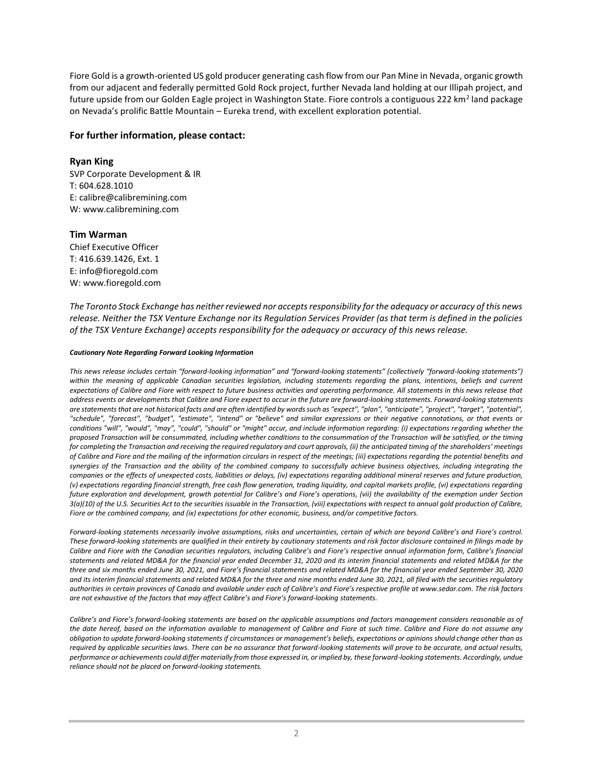Fiore Gold is a growth-oriented US gold producer generating cash flow from our Pan Mine in Nevada, organic growth from our adjacent and federally permitted Gold Rock project, further Nevada land holding at our Illipah project, and future upside from our Golden Eagle project in Washington State. Fiore controls a contiguous 222 $km^2$ land package on Nevada's prolific Battle Mountain – Eureka trend, with excellent exploration potential.

### For further information, please contact:

**Ryan King**
SVP Corporate Development & IR
T: 604.628.1010
E: calibre@calibremining.com
W: www.calibremining.com

**Tim Warman**
Chief Executive Officer
T: 416.639.1426, Ext. 1
E: info@fioregold.com
W: www.fioregold.com

*The Toronto Stock Exchange has neither reviewed nor accepts responsibility for the adequacy or accuracy of this news release. Neither the TSX Venture Exchange nor its Regulation Services Provider (as that term is defined in the policies of the TSX Venture Exchange) accepts responsibility for the adequacy or accuracy of this news release.*

***Cautionary Note Regarding Forward Looking Information***

*This news release includes certain "forward-looking information" and "forward-looking statements" (collectively "forward-looking statements") within the meaning of applicable Canadian securities legislation, including statements regarding the plans, intentions, beliefs and current expectations of Calibre and Fiore with respect to future business activities and operating performance. All statements in this news release that address events or developments that Calibre and Fiore expect to occur in the future are forward-looking statements. Forward-looking statements are statements that are not historical facts and are often identified by words such as "expect", "plan", "anticipate", "project", "target", "potential", "schedule", "forecast", "budget", "estimate", "intend" or "believe" and similar expressions or their negative connotations, or that events or conditions "will", "would", "may", "could", "should" or "might" occur, and include information regarding: (i) expectations regarding whether the proposed Transaction will be consummated, including whether conditions to the consummation of the Transaction will be satisfied, or the timing for completing the Transaction and receiving the required regulatory and court approvals, (ii) the anticipated timing of the shareholders' meetings of Calibre and Fiore and the mailing of the information circulars in respect of the meetings; (iii) expectations regarding the potential benefits and synergies of the Transaction and the ability of the combined company to successfully achieve business objectives, including integrating the companies or the effects of unexpected costs, liabilities or delays, (iv) expectations regarding additional mineral reserves and future production, (v) expectations regarding financial strength, free cash flow generation, trading liquidity, and capital markets profile, (vi) expectations regarding future exploration and development, growth potential for Calibre's and Fiore's operations, (vii) the availability of the exemption under Section 3(a)(10) of the U.S. Securities Act to the securities issuable in the Transaction, (viii) expectations with respect to annual gold production of Calibre, Fiore or the combined company, and (ix) expectations for other economic, business, and/or competitive factors.*

*Forward-looking statements necessarily involve assumptions, risks and uncertainties, certain of which are beyond Calibre's and Fiore's control. These forward-looking statements are qualified in their entirety by cautionary statements and risk factor disclosure contained in filings made by Calibre and Fiore with the Canadian securities regulators, including Calibre's and Fiore's respective annual information form, Calibre's financial statements and related MD&A for the financial year ended December 31, 2020 and its interim financial statements and related MD&A for the three and six months ended June 30, 2021, and Fiore's financial statements and related MD&A for the financial year ended September 30, 2020 and its interim financial statements and related MD&A for the three and nine months ended June 30, 2021, all filed with the securities regulatory authorities in certain provinces of Canada and available under each of Calibre's and Fiore's respective profile at www.sedar.com. The risk factors are not exhaustive of the factors that may affect Calibre's and Fiore's forward-looking statements.*

*Calibre's and Fiore's forward-looking statements are based on the applicable assumptions and factors management considers reasonable as of the date hereof, based on the information available to management of Calibre and Fiore at such time. Calibre and Fiore do not assume any obligation to update forward-looking statements if circumstances or management's beliefs, expectations or opinions should change other than as required by applicable securities laws. There can be no assurance that forward-looking statements will prove to be accurate, and actual results, performance or achievements could differ materially from those expressed in, or implied by, these forward-looking statements. Accordingly, undue reliance should not be placed on forward-looking statements.*